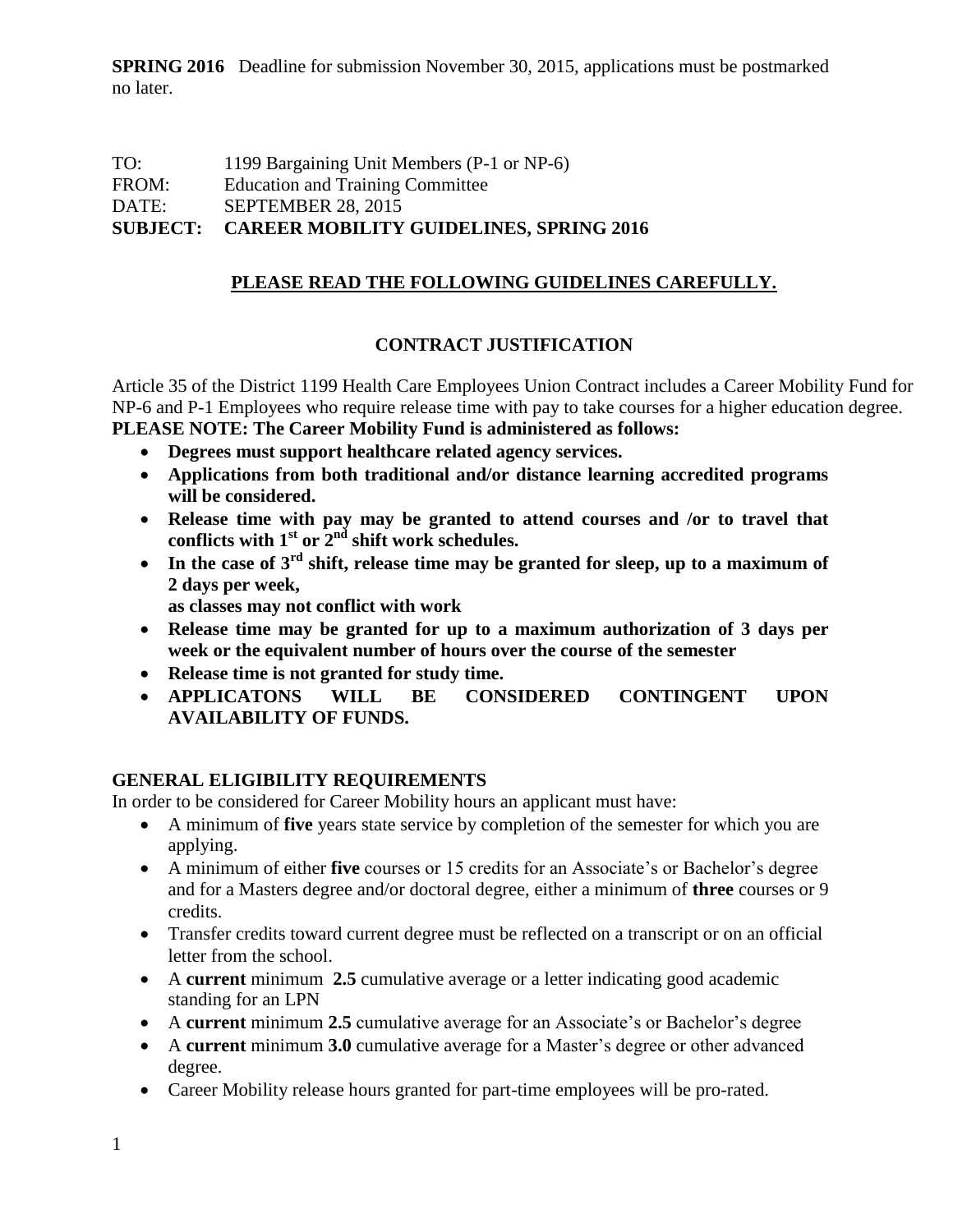**SPRING 2016** Deadline for submission November 30, 2015, applications must be postmarked no later.

TO: 1199 Bargaining Unit Members (P-1 or NP-6)
FROM: Education and Training Committee
DATE: SEPTEMBER 28, 2015
**SUBJECT: CAREER MOBILITY GUIDELINES, SPRING 2016**

**PLEASE READ THE FOLLOWING GUIDELINES CAREFULLY.**

## CONTRACT JUSTIFICATION

Article 35 of the District 1199 Health Care Employees Union Contract includes a Career Mobility Fund for NP-6 and P-1 Employees who require release time with pay to take courses for a higher education degree.

**PLEASE NOTE: The Career Mobility Fund is administered as follows:**

- **Degrees must support healthcare related agency services.**
- **Applications from both traditional and/or distance learning accredited programs will be considered.**
- **Release time with pay may be granted to attend courses and /or to travel that conflicts with 1st or 2nd shift work schedules.**
- **In the case of 3rd shift, release time may be granted for sleep, up to a maximum of 2 days per week, as classes may not conflict with work**
- **Release time may be granted for up to a maximum authorization of 3 days per week or the equivalent number of hours over the course of the semester**
- **Release time is not granted for study time.**
- **APPLICATONS WILL BE CONSIDERED CONTINGENT UPON AVAILABILITY OF FUNDS.**

### GENERAL ELIGIBILITY REQUIREMENTS

In order to be considered for Career Mobility hours an applicant must have:

- A minimum of **five** years state service by completion of the semester for which you are applying.
- A minimum of either **five** courses or 15 credits for an Associate's or Bachelor's degree and for a Masters degree and/or doctoral degree, either a minimum of **three** courses or 9 credits.
- Transfer credits toward current degree must be reflected on a transcript or on an official letter from the school.
- A **current** minimum **2.5** cumulative average or a letter indicating good academic standing for an LPN
- A **current** minimum **2.5** cumulative average for an Associate's or Bachelor's degree
- A **current** minimum **3.0** cumulative average for a Master's degree or other advanced degree.
- Career Mobility release hours granted for part-time employees will be pro-rated.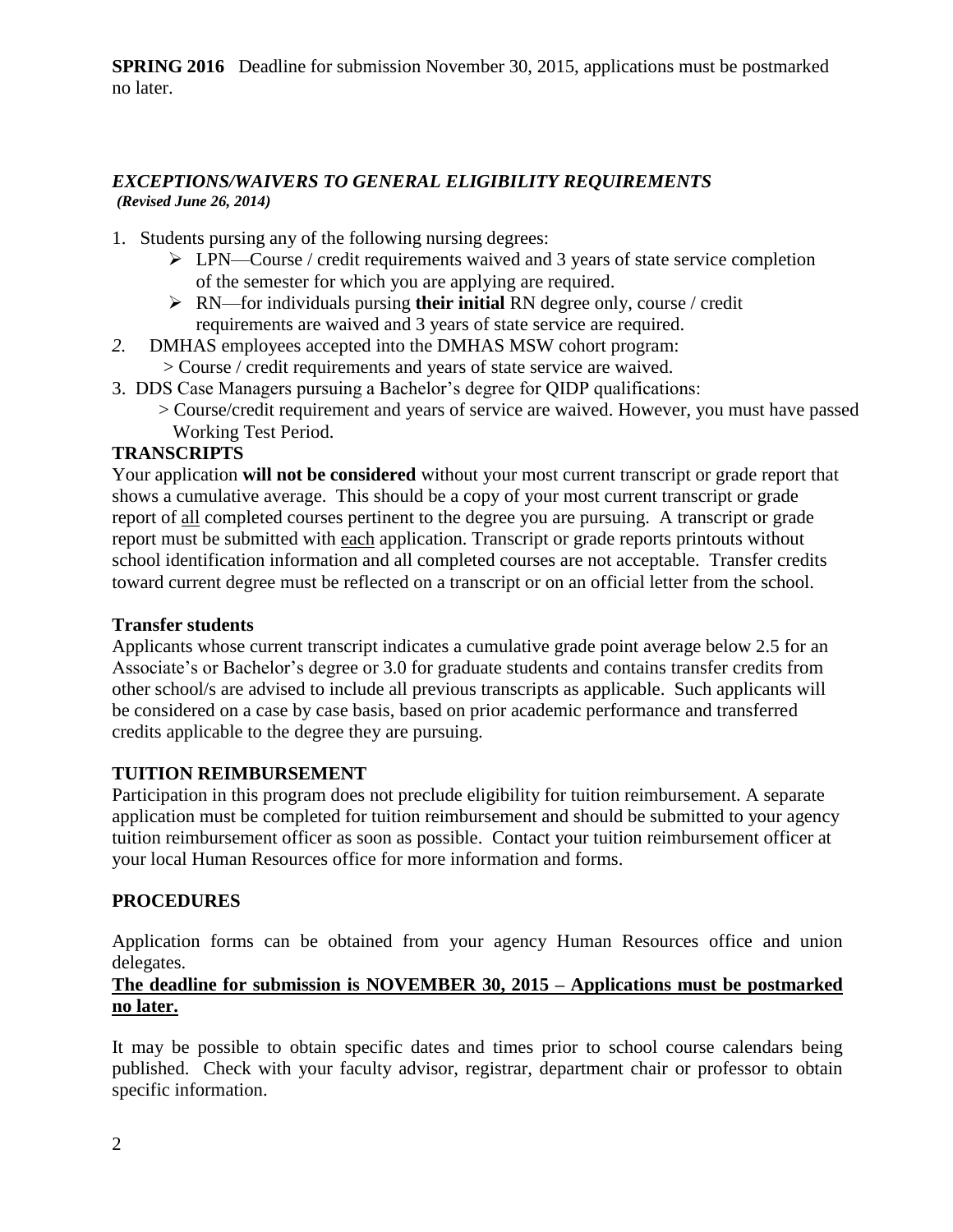**SPRING 2016** Deadline for submission November 30, 2015, applications must be postmarked no later.

### *EXCEPTIONS/WAIVERS TO GENERAL ELIGIBILITY REQUIREMENTS*

***(Revised June 26, 2014)***

1. Students pursing any of the following nursing degrees:
   - LPN—Course / credit requirements waived and 3 years of state service completion of the semester for which you are applying are required.
   - RN—for individuals pursing **their initial** RN degree only, course / credit requirements are waived and 3 years of state service are required.
2. DMHAS employees accepted into the DMHAS MSW cohort program:
   > Course / credit requirements and years of state service are waived.
3. DDS Case Managers pursuing a Bachelor's degree for QIDP qualifications:
   > Course/credit requirement and years of service are waived. However, you must have passed Working Test Period.

### TRANSCRIPTS

Your application **will not be considered** without your most current transcript or grade report that shows a cumulative average. This should be a copy of your most current transcript or grade report of all completed courses pertinent to the degree you are pursuing. A transcript or grade report must be submitted with each application. Transcript or grade reports printouts without school identification information and all completed courses are not acceptable. Transfer credits toward current degree must be reflected on a transcript or on an official letter from the school.

#### Transfer students

Applicants whose current transcript indicates a cumulative grade point average below 2.5 for an Associate's or Bachelor's degree or 3.0 for graduate students and contains transfer credits from other school/s are advised to include all previous transcripts as applicable. Such applicants will be considered on a case by case basis, based on prior academic performance and transferred credits applicable to the degree they are pursuing.

### TUITION REIMBURSEMENT

Participation in this program does not preclude eligibility for tuition reimbursement. A separate application must be completed for tuition reimbursement and should be submitted to your agency tuition reimbursement officer as soon as possible. Contact your tuition reimbursement officer at your local Human Resources office for more information and forms.

### PROCEDURES

Application forms can be obtained from your agency Human Resources office and union delegates.

**The deadline for submission is NOVEMBER 30, 2015 – Applications must be postmarked no later.**

It may be possible to obtain specific dates and times prior to school course calendars being published. Check with your faculty advisor, registrar, department chair or professor to obtain specific information.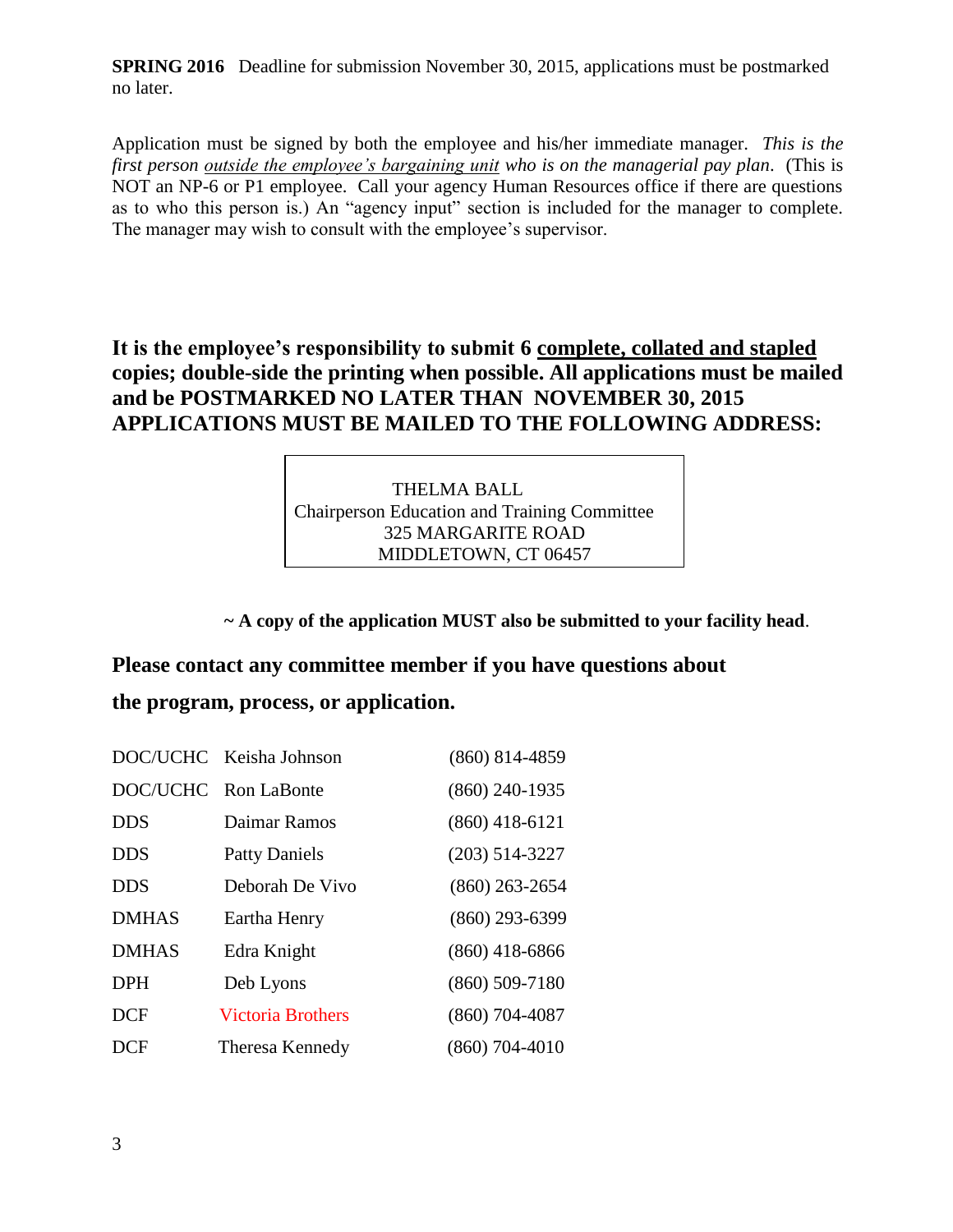**SPRING 2016** Deadline for submission November 30, 2015, applications must be postmarked no later.

Application must be signed by both the employee and his/her immediate manager. *This is the first person* *<u>outside the employee's bargaining unit</u>* *who is on the managerial pay plan*. (This is NOT an NP-6 or P1 employee. Call your agency Human Resources office if there are questions as to who this person is.) An "agency input" section is included for the manager to complete. The manager may wish to consult with the employee's supervisor.

**It is the employee's responsibility to submit 6 <u>complete, collated and stapled</u> copies; double-side the printing when possible. All applications must be mailed and be POSTMARKED NO LATER THAN NOVEMBER 30, 2015 APPLICATIONS MUST BE MAILED TO THE FOLLOWING ADDRESS:**

| THELMA BALL<br>Chairperson Education and Training Committee<br>325 MARGARITE ROAD<br>MIDDLETOWN, CT 06457 |
|---|

**~ A copy of the application MUST also be submitted to your facility head**.

**Please contact any committee member if you have questions about the program, process, or application.**

| | | |
|---|---|---|
| DOC/UCHC | Keisha Johnson | (860) 814-4859 |
| DOC/UCHC | Ron LaBonte | (860) 240-1935 |
| DDS | Daimar Ramos | (860) 418-6121 |
| DDS | Patty Daniels | (203) 514-3227 |
| DDS | Deborah De Vivo | (860) 263-2654 |
| DMHAS | Eartha Henry | (860) 293-6399 |
| DMHAS | Edra Knight | (860) 418-6866 |
| DPH | Deb Lyons | (860) 509-7180 |
| DCF | Victoria Brothers | (860) 704-4087 |
| DCF | Theresa Kennedy | (860) 704-4010 |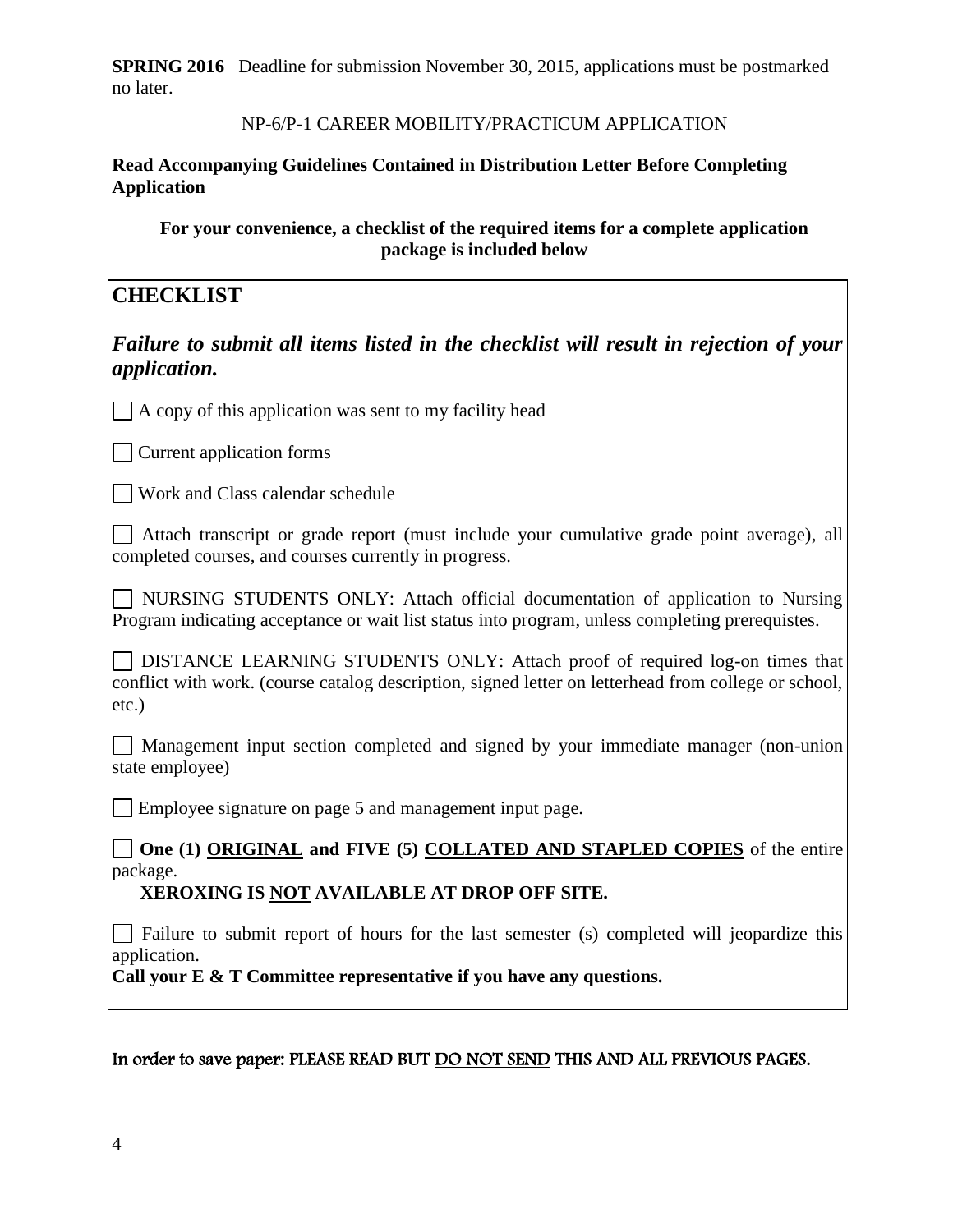**SPRING 2016** Deadline for submission November 30, 2015, applications must be postmarked no later.

NP-6/P-1 CAREER MOBILITY/PRACTICUM APPLICATION

**Read Accompanying Guidelines Contained in Distribution Letter Before Completing Application**

**For your convenience, a checklist of the required items for a complete application package is included below**

## CHECKLIST

***Failure to submit all items listed in the checklist will result in rejection of your application.***

☐ A copy of this application was sent to my facility head

☐ Current application forms

☐ Work and Class calendar schedule

☐ Attach transcript or grade report (must include your cumulative grade point average), all completed courses, and courses currently in progress.

☐ NURSING STUDENTS ONLY: Attach official documentation of application to Nursing Program indicating acceptance or wait list status into program, unless completing prerequistes.

☐ DISTANCE LEARNING STUDENTS ONLY: Attach proof of required log-on times that conflict with work. (course catalog description, signed letter on letterhead from college or school, etc.)

☐ Management input section completed and signed by your immediate manager (non-union state employee)

☐ Employee signature on page 5 and management input page.

☐ **One (1) ORIGINAL and FIVE (5) COLLATED AND STAPLED COPIES** of the entire package.
**XEROXING IS NOT AVAILABLE AT DROP OFF SITE.**

☐ Failure to submit report of hours for the last semester (s) completed will jeopardize this application.
**Call your E & T Committee representative if you have any questions.**

In order to save paper: PLEASE READ BUT DO NOT SEND THIS AND ALL PREVIOUS PAGES.